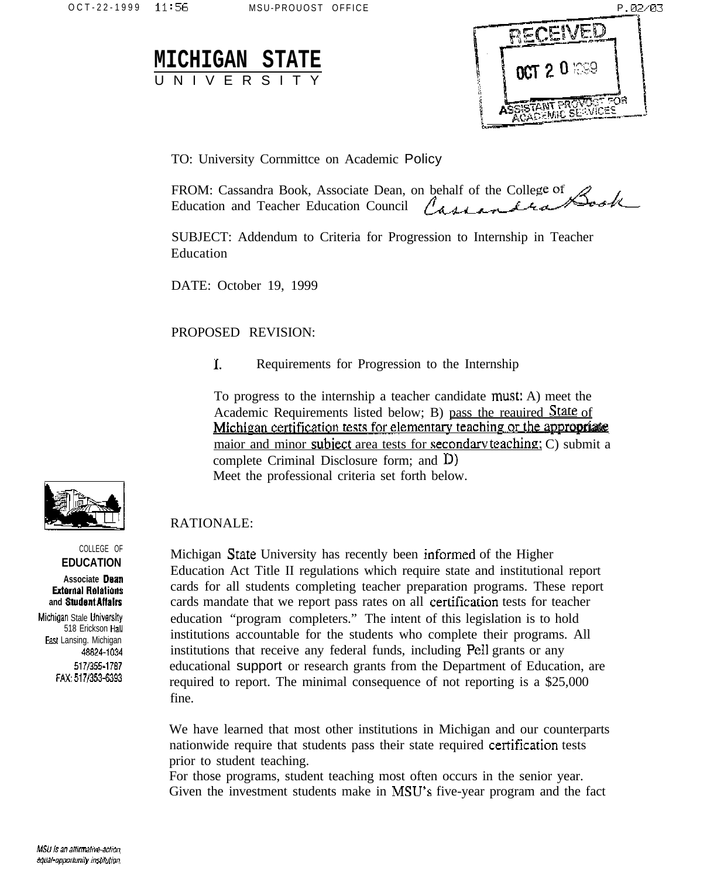**MICHIGAN STATE**
UNIVERSITY

RECEIVED
OCT 2 0 1999
ASSISTANT PROVOST FOR ACADEMIC SERVICES

TO: University Cornmittce on Academic Policy

FROM: Cassandra Book, Associate Dean, on behalf of the College of Education and Teacher Education Council

SUBJECT: Addendum to Criteria for Progression to Internship in Teacher Education

DATE: October 19, 1999

PROPOSED REVISION:

I. Requirements for Progression to the Internship

To progress to the internship a teacher candidate must: A) meet the Academic Requirements listed below; B) <u>pass the reauired State of Michigan certification tests for elementary teaching or the appropriate maior and minor subiect area tests for secondary teaching;</u> C) submit a complete Criminal Disclosure form; and D) Meet the professional criteria set forth below.

RATIONALE:

Michigan State University has recently been informed of the Higher Education Act Title II regulations which require state and institutional report cards for all students completing teacher preparation programs. These report cards mandate that we report pass rates on all certification tests for teacher education "program completers." The intent of this legislation is to hold institutions accountable for the students who complete their programs. All institutions that receive any federal funds, including Pell grants or any educational support or research grants from the Department of Education, are required to report. The minimal consequence of not reporting is a $25,000 fine.

We have learned that most other institutions in Michigan and our counterparts nationwide require that students pass their state required certification tests prior to student teaching.
For those programs, student teaching most often occurs in the senior year. Given the investment students make in MSU's five-year program and the fact

COLLEGE OF
**EDUCATION**

**Associate Dean External Relations and Student Affairs**

Michigan Stale University
518 Erickson Hall
East Lansing. Michigan
48824-1034
517/355-1787
FAX: 517/353-6393

*MSU is an affirmative-action, equal-opportunity institution.*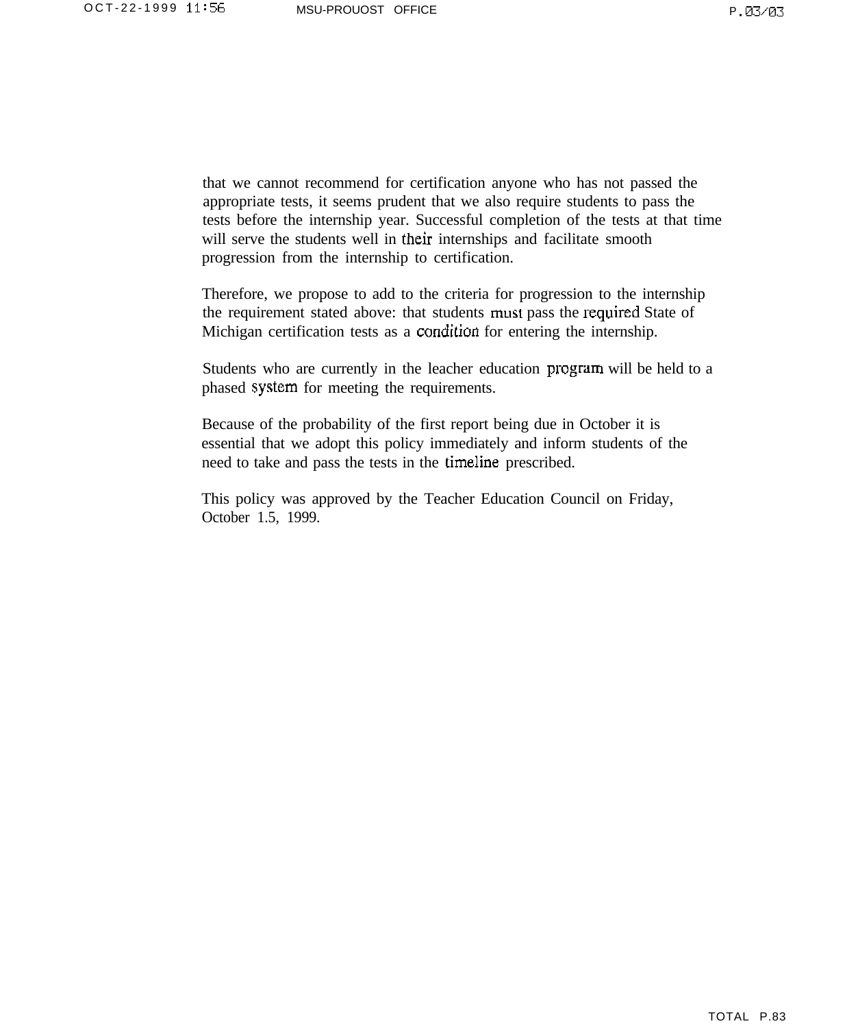that we cannot recommend for certification anyone who has not passed the appropriate tests, it seems prudent that we also require students to pass the tests before the internship year. Successful completion of the tests at that time will serve the students well in their internships and facilitate smooth progression from the internship to certification.

Therefore, we propose to add to the criteria for progression to the internship the requirement stated above: that students must pass the required State of Michigan certification tests as a condition for entering the internship.

Students who are currently in the leacher education program will be held to a phased system for meeting the requirements.

Because of the probability of the first report being due in October it is essential that we adopt this policy immediately and inform students of the need to take and pass the tests in the timeline prescribed.

This policy was approved by the Teacher Education Council on Friday, October 1.5, 1999.